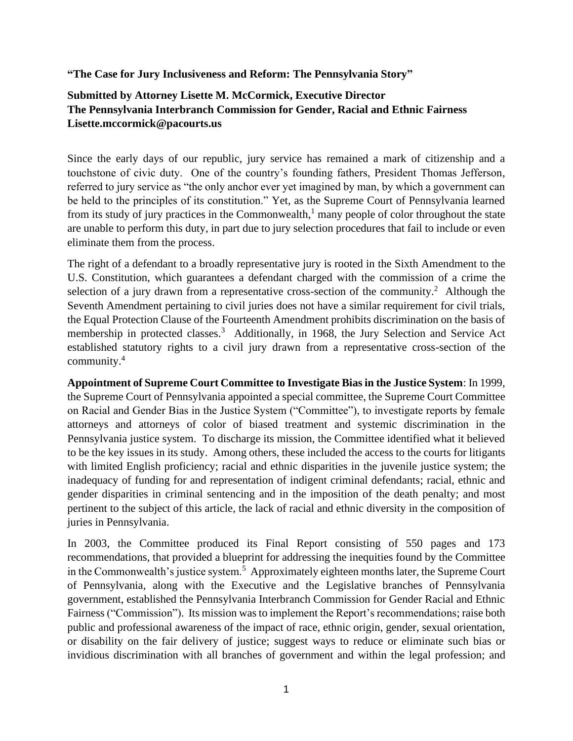**“The Case for Jury Inclusiveness and Reform: The Pennsylvania Story”**

**Submitted by Attorney Lisette M. McCormick, Executive Director**
**The Pennsylvania Interbranch Commission for Gender, Racial and Ethnic Fairness**
**Lisette.mccormick@pacourts.us**

Since the early days of our republic, jury service has remained a mark of citizenship and a touchstone of civic duty. One of the country’s founding fathers, President Thomas Jefferson, referred to jury service as “the only anchor ever yet imagined by man, by which a government can be held to the principles of its constitution.” Yet, as the Supreme Court of Pennsylvania learned from its study of jury practices in the Commonwealth,[1] many people of color throughout the state are unable to perform this duty, in part due to jury selection procedures that fail to include or even eliminate them from the process.

The right of a defendant to a broadly representative jury is rooted in the Sixth Amendment to the U.S. Constitution, which guarantees a defendant charged with the commission of a crime the selection of a jury drawn from a representative cross-section of the community.[2] Although the Seventh Amendment pertaining to civil juries does not have a similar requirement for civil trials, the Equal Protection Clause of the Fourteenth Amendment prohibits discrimination on the basis of membership in protected classes.[3] Additionally, in 1968, the Jury Selection and Service Act established statutory rights to a civil jury drawn from a representative cross-section of the community.[4]

**Appointment of Supreme Court Committee to Investigate Bias in the Justice System**: In 1999, the Supreme Court of Pennsylvania appointed a special committee, the Supreme Court Committee on Racial and Gender Bias in the Justice System (“Committee”), to investigate reports by female attorneys and attorneys of color of biased treatment and systemic discrimination in the Pennsylvania justice system. To discharge its mission, the Committee identified what it believed to be the key issues in its study. Among others, these included the access to the courts for litigants with limited English proficiency; racial and ethnic disparities in the juvenile justice system; the inadequacy of funding for and representation of indigent criminal defendants; racial, ethnic and gender disparities in criminal sentencing and in the imposition of the death penalty; and most pertinent to the subject of this article, the lack of racial and ethnic diversity in the composition of juries in Pennsylvania.

In 2003, the Committee produced its Final Report consisting of 550 pages and 173 recommendations, that provided a blueprint for addressing the inequities found by the Committee in the Commonwealth’s justice system.[5] Approximately eighteen months later, the Supreme Court of Pennsylvania, along with the Executive and the Legislative branches of Pennsylvania government, established the Pennsylvania Interbranch Commission for Gender Racial and Ethnic Fairness (“Commission”). Its mission was to implement the Report’s recommendations; raise both public and professional awareness of the impact of race, ethnic origin, gender, sexual orientation, or disability on the fair delivery of justice; suggest ways to reduce or eliminate such bias or invidious discrimination with all branches of government and within the legal profession; and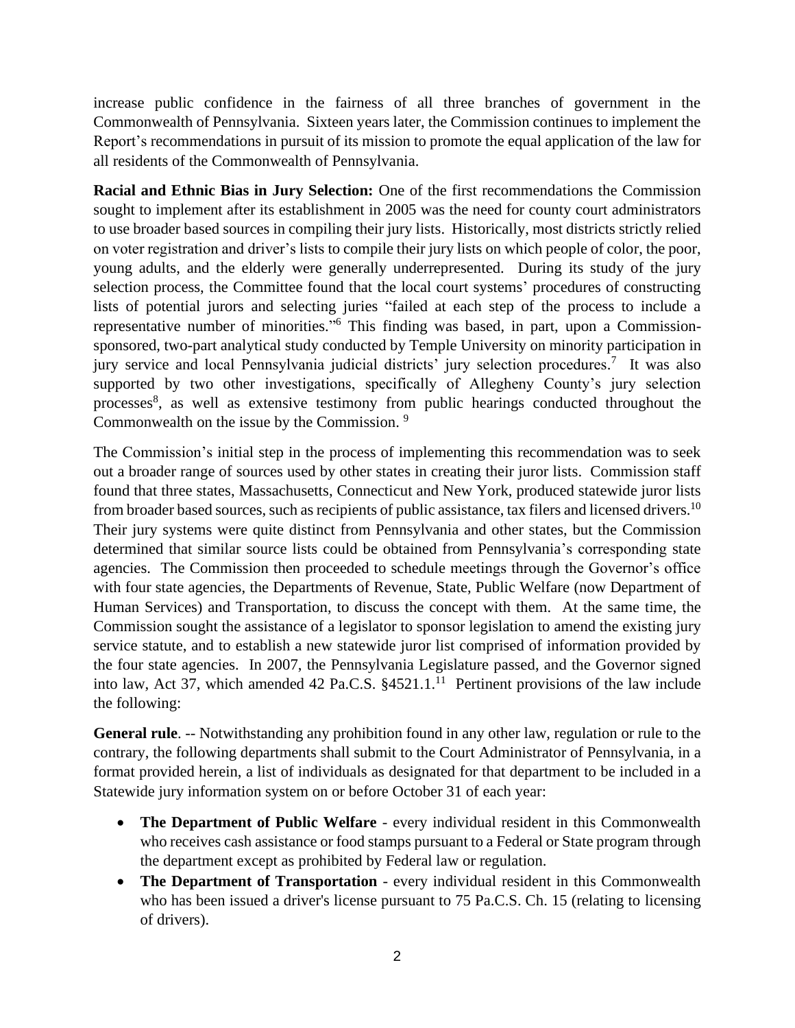increase public confidence in the fairness of all three branches of government in the Commonwealth of Pennsylvania. Sixteen years later, the Commission continues to implement the Report's recommendations in pursuit of its mission to promote the equal application of the law for all residents of the Commonwealth of Pennsylvania.

**Racial and Ethnic Bias in Jury Selection:** One of the first recommendations the Commission sought to implement after its establishment in 2005 was the need for county court administrators to use broader based sources in compiling their jury lists. Historically, most districts strictly relied on voter registration and driver's lists to compile their jury lists on which people of color, the poor, young adults, and the elderly were generally underrepresented. During its study of the jury selection process, the Committee found that the local court systems' procedures of constructing lists of potential jurors and selecting juries "failed at each step of the process to include a representative number of minorities."[6] This finding was based, in part, upon a Commission-sponsored, two-part analytical study conducted by Temple University on minority participation in jury service and local Pennsylvania judicial districts' jury selection procedures.[7] It was also supported by two other investigations, specifically of Allegheny County's jury selection processes[8], as well as extensive testimony from public hearings conducted throughout the Commonwealth on the issue by the Commission.[9]

The Commission's initial step in the process of implementing this recommendation was to seek out a broader range of sources used by other states in creating their juror lists. Commission staff found that three states, Massachusetts, Connecticut and New York, produced statewide juror lists from broader based sources, such as recipients of public assistance, tax filers and licensed drivers.[10] Their jury systems were quite distinct from Pennsylvania and other states, but the Commission determined that similar source lists could be obtained from Pennsylvania's corresponding state agencies. The Commission then proceeded to schedule meetings through the Governor's office with four state agencies, the Departments of Revenue, State, Public Welfare (now Department of Human Services) and Transportation, to discuss the concept with them. At the same time, the Commission sought the assistance of a legislator to sponsor legislation to amend the existing jury service statute, and to establish a new statewide juror list comprised of information provided by the four state agencies. In 2007, the Pennsylvania Legislature passed, and the Governor signed into law, Act 37, which amended 42 Pa.C.S. §4521.1.[11] Pertinent provisions of the law include the following:

**General rule**. -- Notwithstanding any prohibition found in any other law, regulation or rule to the contrary, the following departments shall submit to the Court Administrator of Pennsylvania, in a format provided herein, a list of individuals as designated for that department to be included in a Statewide jury information system on or before October 31 of each year:

- **The Department of Public Welfare** - every individual resident in this Commonwealth who receives cash assistance or food stamps pursuant to a Federal or State program through the department except as prohibited by Federal law or regulation.
- **The Department of Transportation** - every individual resident in this Commonwealth who has been issued a driver's license pursuant to 75 Pa.C.S. Ch. 15 (relating to licensing of drivers).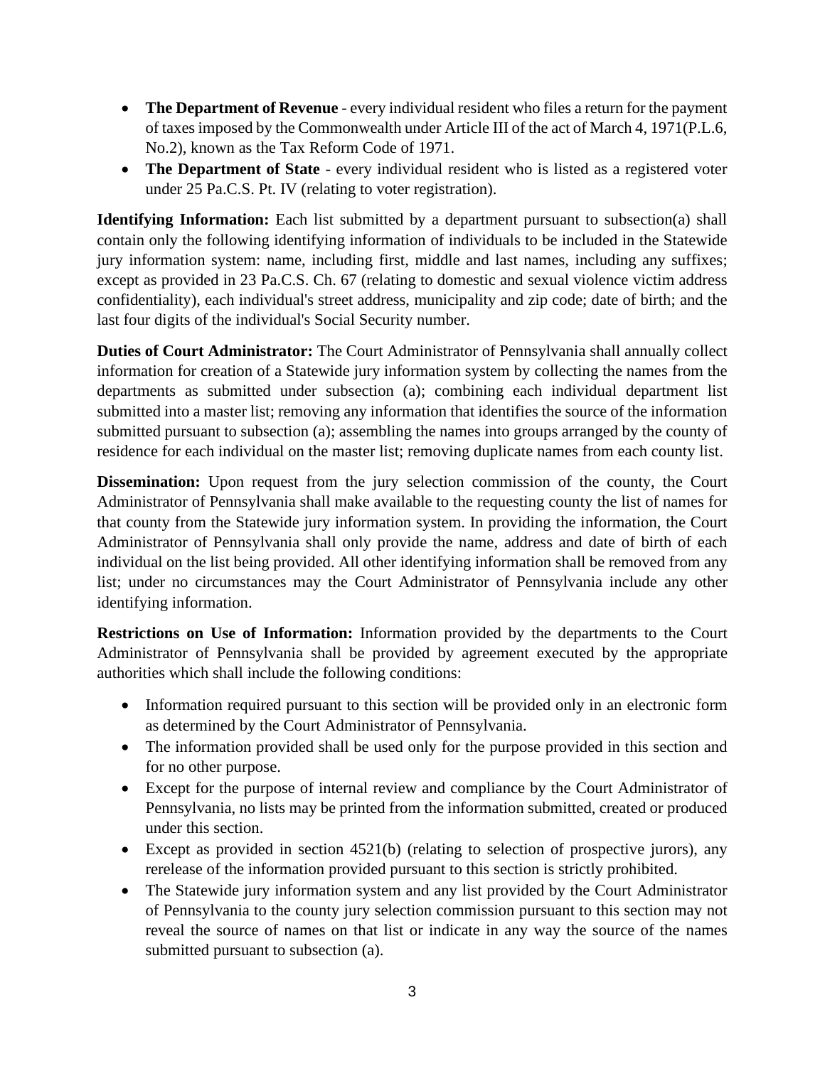- **The Department of Revenue** - every individual resident who files a return for the payment of taxes imposed by the Commonwealth under Article III of the act of March 4, 1971(P.L.6, No.2), known as the Tax Reform Code of 1971.
- **The Department of State** - every individual resident who is listed as a registered voter under 25 Pa.C.S. Pt. IV (relating to voter registration).

**Identifying Information:** Each list submitted by a department pursuant to subsection(a) shall contain only the following identifying information of individuals to be included in the Statewide jury information system: name, including first, middle and last names, including any suffixes; except as provided in 23 Pa.C.S. Ch. 67 (relating to domestic and sexual violence victim address confidentiality), each individual's street address, municipality and zip code; date of birth; and the last four digits of the individual's Social Security number.

**Duties of Court Administrator:** The Court Administrator of Pennsylvania shall annually collect information for creation of a Statewide jury information system by collecting the names from the departments as submitted under subsection (a); combining each individual department list submitted into a master list; removing any information that identifies the source of the information submitted pursuant to subsection (a); assembling the names into groups arranged by the county of residence for each individual on the master list; removing duplicate names from each county list.

**Dissemination:** Upon request from the jury selection commission of the county, the Court Administrator of Pennsylvania shall make available to the requesting county the list of names for that county from the Statewide jury information system. In providing the information, the Court Administrator of Pennsylvania shall only provide the name, address and date of birth of each individual on the list being provided. All other identifying information shall be removed from any list; under no circumstances may the Court Administrator of Pennsylvania include any other identifying information.

**Restrictions on Use of Information:** Information provided by the departments to the Court Administrator of Pennsylvania shall be provided by agreement executed by the appropriate authorities which shall include the following conditions:

- Information required pursuant to this section will be provided only in an electronic form as determined by the Court Administrator of Pennsylvania.
- The information provided shall be used only for the purpose provided in this section and for no other purpose.
- Except for the purpose of internal review and compliance by the Court Administrator of Pennsylvania, no lists may be printed from the information submitted, created or produced under this section.
- Except as provided in section 4521(b) (relating to selection of prospective jurors), any rerelease of the information provided pursuant to this section is strictly prohibited.
- The Statewide jury information system and any list provided by the Court Administrator of Pennsylvania to the county jury selection commission pursuant to this section may not reveal the source of names on that list or indicate in any way the source of the names submitted pursuant to subsection (a).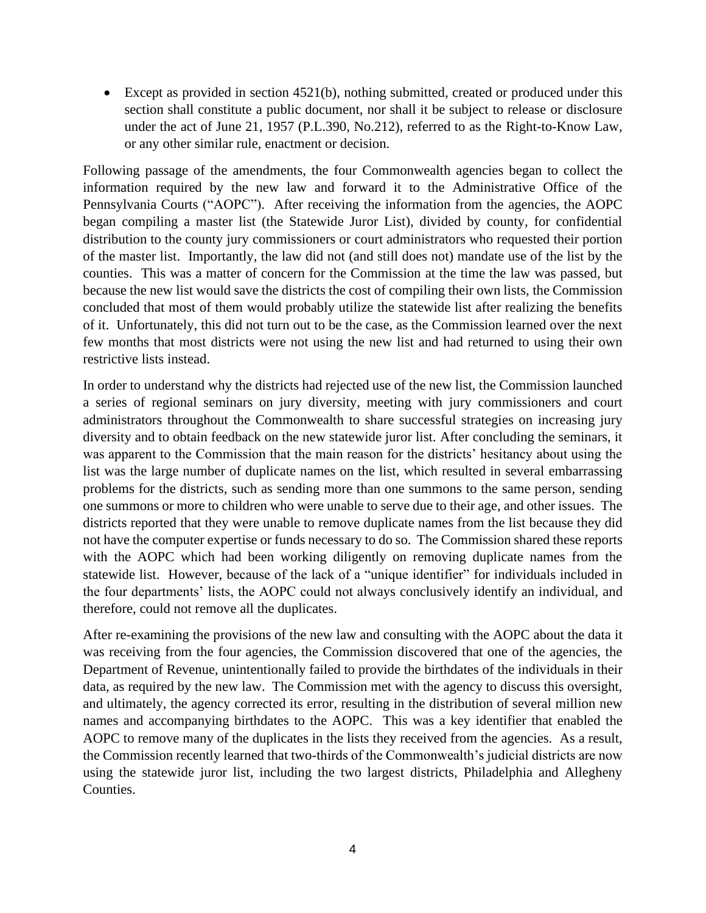- Except as provided in section 4521(b), nothing submitted, created or produced under this section shall constitute a public document, nor shall it be subject to release or disclosure under the act of June 21, 1957 (P.L.390, No.212), referred to as the Right-to-Know Law, or any other similar rule, enactment or decision.

Following passage of the amendments, the four Commonwealth agencies began to collect the information required by the new law and forward it to the Administrative Office of the Pennsylvania Courts ("AOPC"). After receiving the information from the agencies, the AOPC began compiling a master list (the Statewide Juror List), divided by county, for confidential distribution to the county jury commissioners or court administrators who requested their portion of the master list. Importantly, the law did not (and still does not) mandate use of the list by the counties. This was a matter of concern for the Commission at the time the law was passed, but because the new list would save the districts the cost of compiling their own lists, the Commission concluded that most of them would probably utilize the statewide list after realizing the benefits of it. Unfortunately, this did not turn out to be the case, as the Commission learned over the next few months that most districts were not using the new list and had returned to using their own restrictive lists instead.

In order to understand why the districts had rejected use of the new list, the Commission launched a series of regional seminars on jury diversity, meeting with jury commissioners and court administrators throughout the Commonwealth to share successful strategies on increasing jury diversity and to obtain feedback on the new statewide juror list. After concluding the seminars, it was apparent to the Commission that the main reason for the districts' hesitancy about using the list was the large number of duplicate names on the list, which resulted in several embarrassing problems for the districts, such as sending more than one summons to the same person, sending one summons or more to children who were unable to serve due to their age, and other issues. The districts reported that they were unable to remove duplicate names from the list because they did not have the computer expertise or funds necessary to do so. The Commission shared these reports with the AOPC which had been working diligently on removing duplicate names from the statewide list. However, because of the lack of a "unique identifier" for individuals included in the four departments' lists, the AOPC could not always conclusively identify an individual, and therefore, could not remove all the duplicates.

After re-examining the provisions of the new law and consulting with the AOPC about the data it was receiving from the four agencies, the Commission discovered that one of the agencies, the Department of Revenue, unintentionally failed to provide the birthdates of the individuals in their data, as required by the new law. The Commission met with the agency to discuss this oversight, and ultimately, the agency corrected its error, resulting in the distribution of several million new names and accompanying birthdates to the AOPC. This was a key identifier that enabled the AOPC to remove many of the duplicates in the lists they received from the agencies. As a result, the Commission recently learned that two-thirds of the Commonwealth's judicial districts are now using the statewide juror list, including the two largest districts, Philadelphia and Allegheny Counties.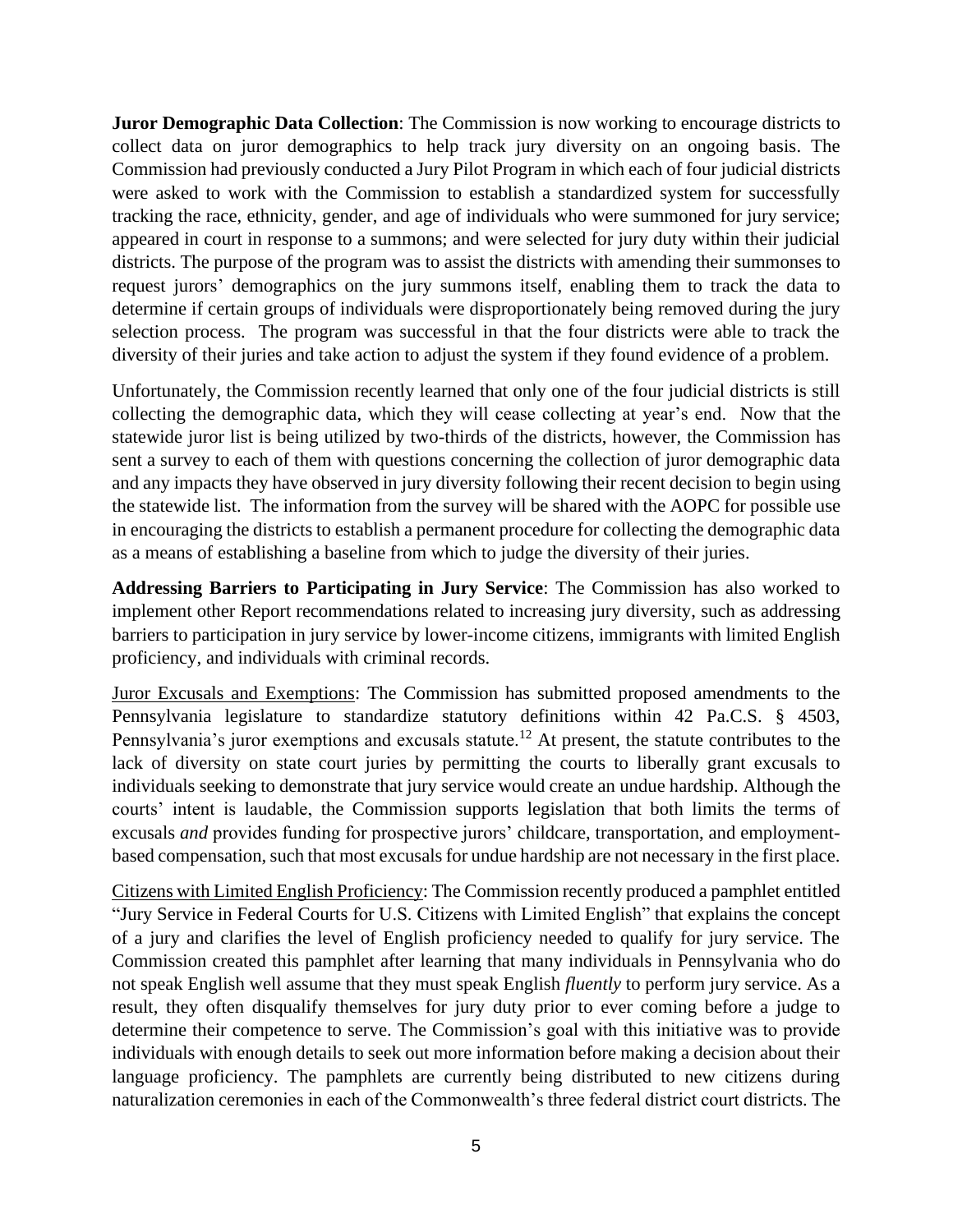**Juror Demographic Data Collection**: The Commission is now working to encourage districts to collect data on juror demographics to help track jury diversity on an ongoing basis. The Commission had previously conducted a Jury Pilot Program in which each of four judicial districts were asked to work with the Commission to establish a standardized system for successfully tracking the race, ethnicity, gender, and age of individuals who were summoned for jury service; appeared in court in response to a summons; and were selected for jury duty within their judicial districts. The purpose of the program was to assist the districts with amending their summonses to request jurors' demographics on the jury summons itself, enabling them to track the data to determine if certain groups of individuals were disproportionately being removed during the jury selection process. The program was successful in that the four districts were able to track the diversity of their juries and take action to adjust the system if they found evidence of a problem.

Unfortunately, the Commission recently learned that only one of the four judicial districts is still collecting the demographic data, which they will cease collecting at year's end. Now that the statewide juror list is being utilized by two-thirds of the districts, however, the Commission has sent a survey to each of them with questions concerning the collection of juror demographic data and any impacts they have observed in jury diversity following their recent decision to begin using the statewide list. The information from the survey will be shared with the AOPC for possible use in encouraging the districts to establish a permanent procedure for collecting the demographic data as a means of establishing a baseline from which to judge the diversity of their juries.

**Addressing Barriers to Participating in Jury Service**: The Commission has also worked to implement other Report recommendations related to increasing jury diversity, such as addressing barriers to participation in jury service by lower-income citizens, immigrants with limited English proficiency, and individuals with criminal records.

<u>Juror Excusals and Exemptions</u>: The Commission has submitted proposed amendments to the Pennsylvania legislature to standardize statutory definitions within 42 Pa.C.S. § 4503, Pennsylvania's juror exemptions and excusals statute.[12] At present, the statute contributes to the lack of diversity on state court juries by permitting the courts to liberally grant excusals to individuals seeking to demonstrate that jury service would create an undue hardship. Although the courts' intent is laudable, the Commission supports legislation that both limits the terms of excusals *and* provides funding for prospective jurors' childcare, transportation, and employment-based compensation, such that most excusals for undue hardship are not necessary in the first place.

<u>Citizens with Limited English Proficiency</u>: The Commission recently produced a pamphlet entitled "Jury Service in Federal Courts for U.S. Citizens with Limited English" that explains the concept of a jury and clarifies the level of English proficiency needed to qualify for jury service. The Commission created this pamphlet after learning that many individuals in Pennsylvania who do not speak English well assume that they must speak English *fluently* to perform jury service. As a result, they often disqualify themselves for jury duty prior to ever coming before a judge to determine their competence to serve. The Commission's goal with this initiative was to provide individuals with enough details to seek out more information before making a decision about their language proficiency. The pamphlets are currently being distributed to new citizens during naturalization ceremonies in each of the Commonwealth's three federal district court districts. The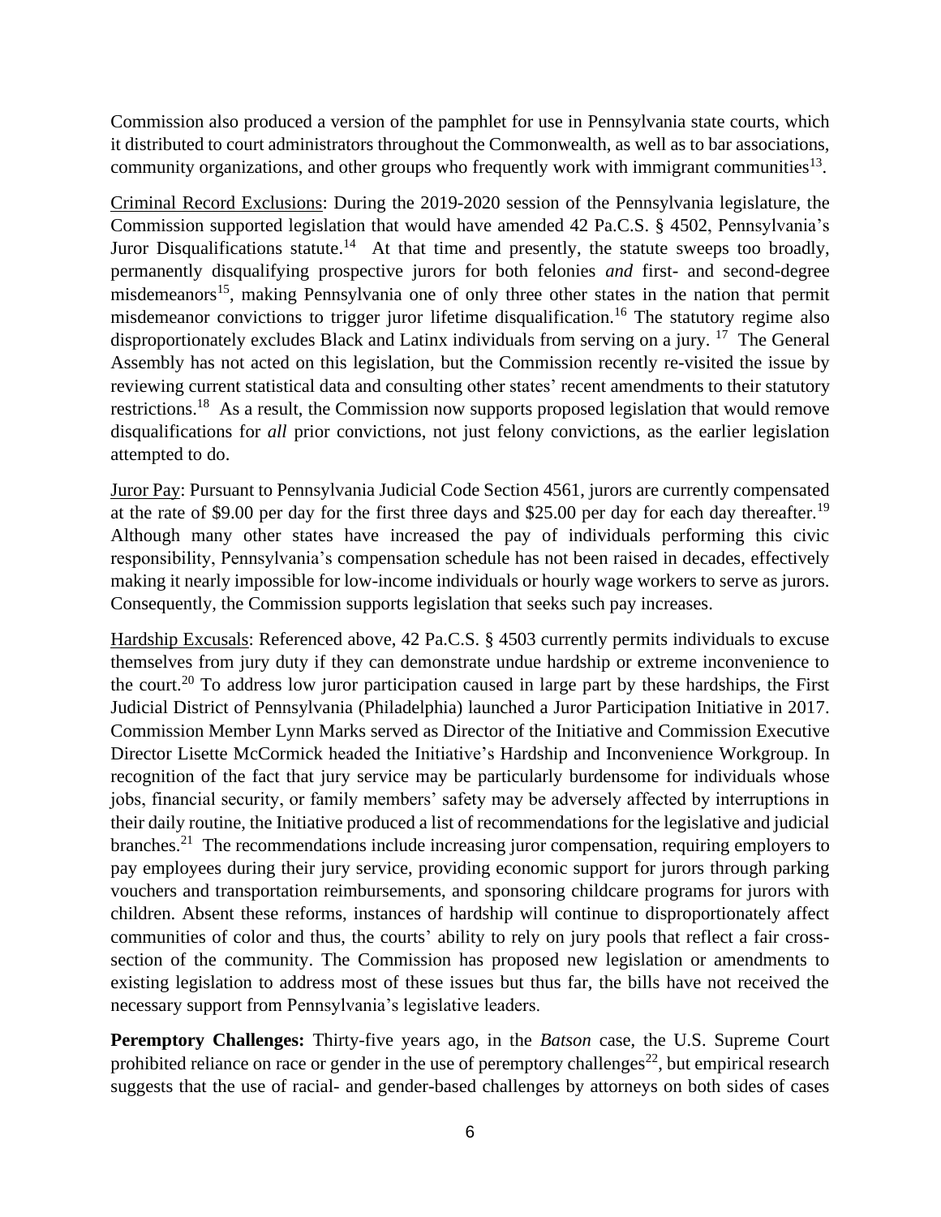Commission also produced a version of the pamphlet for use in Pennsylvania state courts, which it distributed to court administrators throughout the Commonwealth, as well as to bar associations, community organizations, and other groups who frequently work with immigrant communities[13].

Criminal Record Exclusions: During the 2019-2020 session of the Pennsylvania legislature, the Commission supported legislation that would have amended 42 Pa.C.S. § 4502, Pennsylvania's Juror Disqualifications statute.[14] At that time and presently, the statute sweeps too broadly, permanently disqualifying prospective jurors for both felonies *and* first- and second-degree misdemeanors[15], making Pennsylvania one of only three other states in the nation that permit misdemeanor convictions to trigger juror lifetime disqualification.[16] The statutory regime also disproportionately excludes Black and Latinx individuals from serving on a jury. [17] The General Assembly has not acted on this legislation, but the Commission recently re-visited the issue by reviewing current statistical data and consulting other states' recent amendments to their statutory restrictions.[18] As a result, the Commission now supports proposed legislation that would remove disqualifications for *all* prior convictions, not just felony convictions, as the earlier legislation attempted to do.

Juror Pay: Pursuant to Pennsylvania Judicial Code Section 4561, jurors are currently compensated at the rate of $9.00 per day for the first three days and $25.00 per day for each day thereafter.[19] Although many other states have increased the pay of individuals performing this civic responsibility, Pennsylvania's compensation schedule has not been raised in decades, effectively making it nearly impossible for low-income individuals or hourly wage workers to serve as jurors. Consequently, the Commission supports legislation that seeks such pay increases.

Hardship Excusals: Referenced above, 42 Pa.C.S. § 4503 currently permits individuals to excuse themselves from jury duty if they can demonstrate undue hardship or extreme inconvenience to the court.[20] To address low juror participation caused in large part by these hardships, the First Judicial District of Pennsylvania (Philadelphia) launched a Juror Participation Initiative in 2017. Commission Member Lynn Marks served as Director of the Initiative and Commission Executive Director Lisette McCormick headed the Initiative's Hardship and Inconvenience Workgroup. In recognition of the fact that jury service may be particularly burdensome for individuals whose jobs, financial security, or family members' safety may be adversely affected by interruptions in their daily routine, the Initiative produced a list of recommendations for the legislative and judicial branches.[21] The recommendations include increasing juror compensation, requiring employers to pay employees during their jury service, providing economic support for jurors through parking vouchers and transportation reimbursements, and sponsoring childcare programs for jurors with children. Absent these reforms, instances of hardship will continue to disproportionately affect communities of color and thus, the courts' ability to rely on jury pools that reflect a fair cross-section of the community. The Commission has proposed new legislation or amendments to existing legislation to address most of these issues but thus far, the bills have not received the necessary support from Pennsylvania's legislative leaders.

**Peremptory Challenges:** Thirty-five years ago, in the *Batson* case, the U.S. Supreme Court prohibited reliance on race or gender in the use of peremptory challenges[22], but empirical research suggests that the use of racial- and gender-based challenges by attorneys on both sides of cases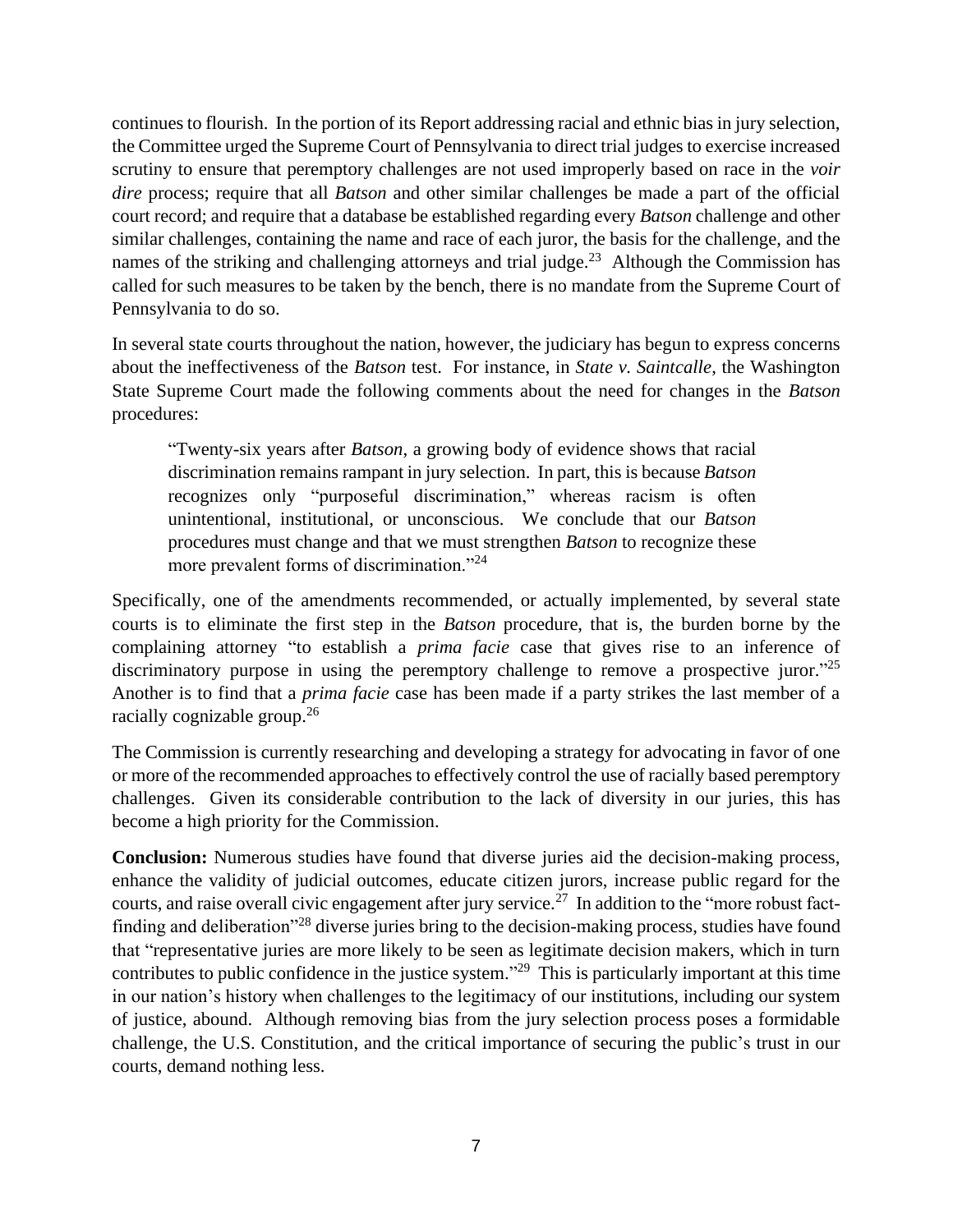continues to flourish. In the portion of its Report addressing racial and ethnic bias in jury selection, the Committee urged the Supreme Court of Pennsylvania to direct trial judges to exercise increased scrutiny to ensure that peremptory challenges are not used improperly based on race in the *voir dire* process; require that all *Batson* and other similar challenges be made a part of the official court record; and require that a database be established regarding every *Batson* challenge and other similar challenges, containing the name and race of each juror, the basis for the challenge, and the names of the striking and challenging attorneys and trial judge.[23] Although the Commission has called for such measures to be taken by the bench, there is no mandate from the Supreme Court of Pennsylvania to do so.

In several state courts throughout the nation, however, the judiciary has begun to express concerns about the ineffectiveness of the *Batson* test. For instance, in *State v. Saintcalle*, the Washington State Supreme Court made the following comments about the need for changes in the *Batson* procedures:

> "Twenty-six years after *Batson*, a growing body of evidence shows that racial discrimination remains rampant in jury selection. In part, this is because *Batson* recognizes only "purposeful discrimination," whereas racism is often unintentional, institutional, or unconscious. We conclude that our *Batson* procedures must change and that we must strengthen *Batson* to recognize these more prevalent forms of discrimination."[24]

Specifically, one of the amendments recommended, or actually implemented, by several state courts is to eliminate the first step in the *Batson* procedure, that is, the burden borne by the complaining attorney "to establish a *prima facie* case that gives rise to an inference of discriminatory purpose in using the peremptory challenge to remove a prospective juror."[25] Another is to find that a *prima facie* case has been made if a party strikes the last member of a racially cognizable group.[26]

The Commission is currently researching and developing a strategy for advocating in favor of one or more of the recommended approaches to effectively control the use of racially based peremptory challenges. Given its considerable contribution to the lack of diversity in our juries, this has become a high priority for the Commission.

**Conclusion:** Numerous studies have found that diverse juries aid the decision-making process, enhance the validity of judicial outcomes, educate citizen jurors, increase public regard for the courts, and raise overall civic engagement after jury service.[27] In addition to the "more robust fact-finding and deliberation"[28] diverse juries bring to the decision-making process, studies have found that "representative juries are more likely to be seen as legitimate decision makers, which in turn contributes to public confidence in the justice system."[29] This is particularly important at this time in our nation's history when challenges to the legitimacy of our institutions, including our system of justice, abound. Although removing bias from the jury selection process poses a formidable challenge, the U.S. Constitution, and the critical importance of securing the public's trust in our courts, demand nothing less.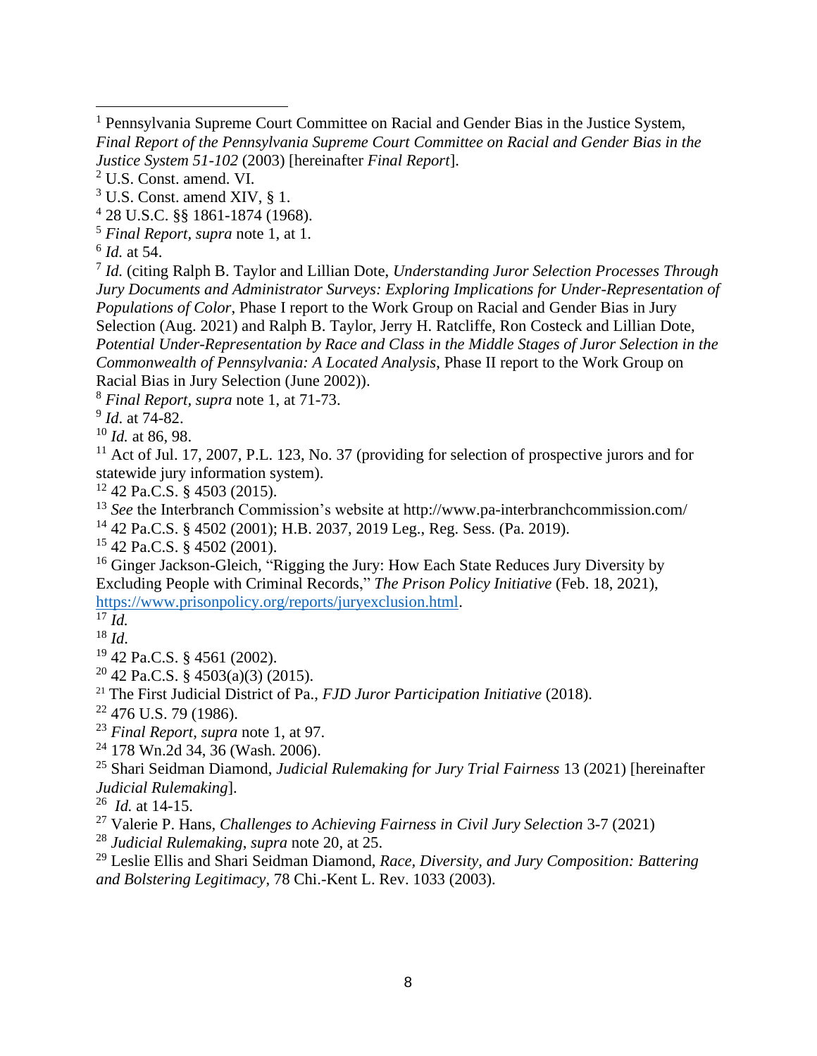[1] Pennsylvania Supreme Court Committee on Racial and Gender Bias in the Justice System, *Final Report of the Pennsylvania Supreme Court Committee on Racial and Gender Bias in the Justice System 51-102* (2003) [hereinafter *Final Report*].

[2] U.S. Const. amend. VI.

[3] U.S. Const. amend XIV, § 1.

[4] 28 U.S.C. §§ 1861-1874 (1968).

[5] *Final Report*, *supra* note 1, at 1.

[6] *Id.* at 54.

[7] *Id.* (citing Ralph B. Taylor and Lillian Dote, *Understanding Juror Selection Processes Through Jury Documents and Administrator Surveys: Exploring Implications for Under-Representation of Populations of Color*, Phase I report to the Work Group on Racial and Gender Bias in Jury Selection (Aug. 2021) and Ralph B. Taylor, Jerry H. Ratcliffe, Ron Costeck and Lillian Dote, *Potential Under-Representation by Race and Class in the Middle Stages of Juror Selection in the Commonwealth of Pennsylvania: A Located Analysis*, Phase II report to the Work Group on Racial Bias in Jury Selection (June 2002)).

[8] *Final Report, supra* note 1, at 71-73.

[9] *Id.* at 74-82.

[10] *Id.* at 86, 98.

[11] Act of Jul. 17, 2007, P.L. 123, No. 37 (providing for selection of prospective jurors and for statewide jury information system).

[12] 42 Pa.C.S. § 4503 (2015).

[13] *See* the Interbranch Commission's website at http://www.pa-interbranchcommission.com/

[14] 42 Pa.C.S. § 4502 (2001); H.B. 2037, 2019 Leg., Reg. Sess. (Pa. 2019).

[15] 42 Pa.C.S. § 4502 (2001).

[16] Ginger Jackson-Gleich, "Rigging the Jury: How Each State Reduces Jury Diversity by Excluding People with Criminal Records," *The Prison Policy Initiative* (Feb. 18, 2021), https://www.prisonpolicy.org/reports/juryexclusion.html.

[17] *Id.*

[18] *Id*.

[19] 42 Pa.C.S. § 4561 (2002).

[20] 42 Pa.C.S. § 4503(a)(3) (2015).

[21] The First Judicial District of Pa., *FJD Juror Participation Initiative* (2018).

[22] 476 U.S. 79 (1986).

[23] *Final Report*, *supra* note 1, at 97.

[24] 178 Wn.2d 34, 36 (Wash. 2006).

[25] Shari Seidman Diamond, *Judicial Rulemaking for Jury Trial Fairness* 13 (2021) [hereinafter *Judicial Rulemaking*].

[26] *Id.* at 14-15.

[27] Valerie P. Hans, *Challenges to Achieving Fairness in Civil Jury Selection* 3-7 (2021)

[28] *Judicial Rulemaking*, *supra* note 20, at 25.

[29] Leslie Ellis and Shari Seidman Diamond, *Race, Diversity, and Jury Composition: Battering and Bolstering Legitimacy*, 78 Chi.-Kent L. Rev. 1033 (2003).